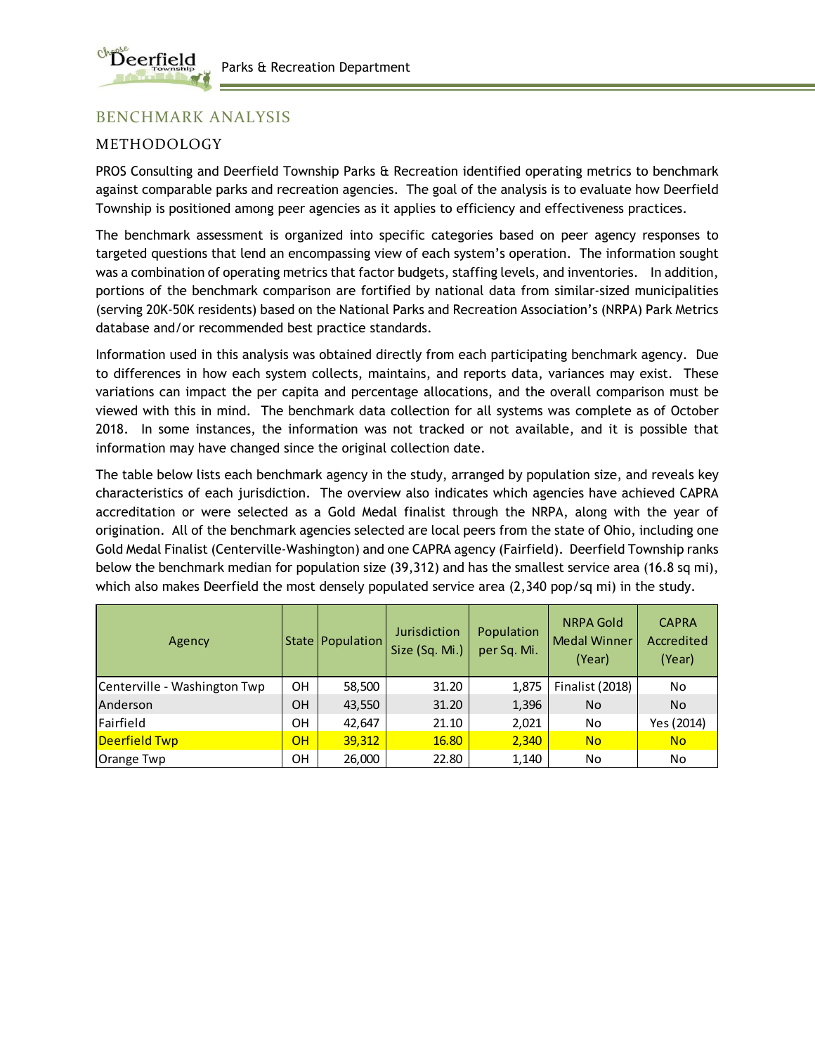## BENCHMARK ANALYSIS

### METHODOLOGY

PROS Consulting and Deerfield Township Parks & Recreation identified operating metrics to benchmark against comparable parks and recreation agencies. The goal of the analysis is to evaluate how Deerfield Township is positioned among peer agencies as it applies to efficiency and effectiveness practices.

The benchmark assessment is organized into specific categories based on peer agency responses to targeted questions that lend an encompassing view of each system's operation. The information sought was a combination of operating metrics that factor budgets, staffing levels, and inventories. In addition, portions of the benchmark comparison are fortified by national data from similar-sized municipalities (serving 20K-50K residents) based on the National Parks and Recreation Association's (NRPA) Park Metrics database and/or recommended best practice standards.

Information used in this analysis was obtained directly from each participating benchmark agency. Due to differences in how each system collects, maintains, and reports data, variances may exist. These variations can impact the per capita and percentage allocations, and the overall comparison must be viewed with this in mind. The benchmark data collection for all systems was complete as of October 2018. In some instances, the information was not tracked or not available, and it is possible that information may have changed since the original collection date.

The table below lists each benchmark agency in the study, arranged by population size, and reveals key characteristics of each jurisdiction. The overview also indicates which agencies have achieved CAPRA accreditation or were selected as a Gold Medal finalist through the NRPA, along with the year of origination. All of the benchmark agencies selected are local peers from the state of Ohio, including one Gold Medal Finalist (Centerville-Washington) and one CAPRA agency (Fairfield). Deerfield Township ranks below the benchmark median for population size (39,312) and has the smallest service area (16.8 sq mi), which also makes Deerfield the most densely populated service area (2,340 pop/sq mi) in the study.

| Agency | State | Population | Jurisdiction Size (Sq. Mi.) | Population per Sq. Mi. | NRPA Gold Medal Winner (Year) | CAPRA Accredited (Year) |
|---|---|---|---|---|---|---|
| Centerville - Washington Twp | OH | 58,500 | 31.20 | 1,875 | Finalist (2018) | No |
| Anderson | OH | 43,550 | 31.20 | 1,396 | No | No |
| Fairfield | OH | 42,647 | 21.10 | 2,021 | No | Yes (2014) |
| Deerfield Twp | OH | 39,312 | 16.80 | 2,340 | No | No |
| Orange Twp | OH | 26,000 | 22.80 | 1,140 | No | No |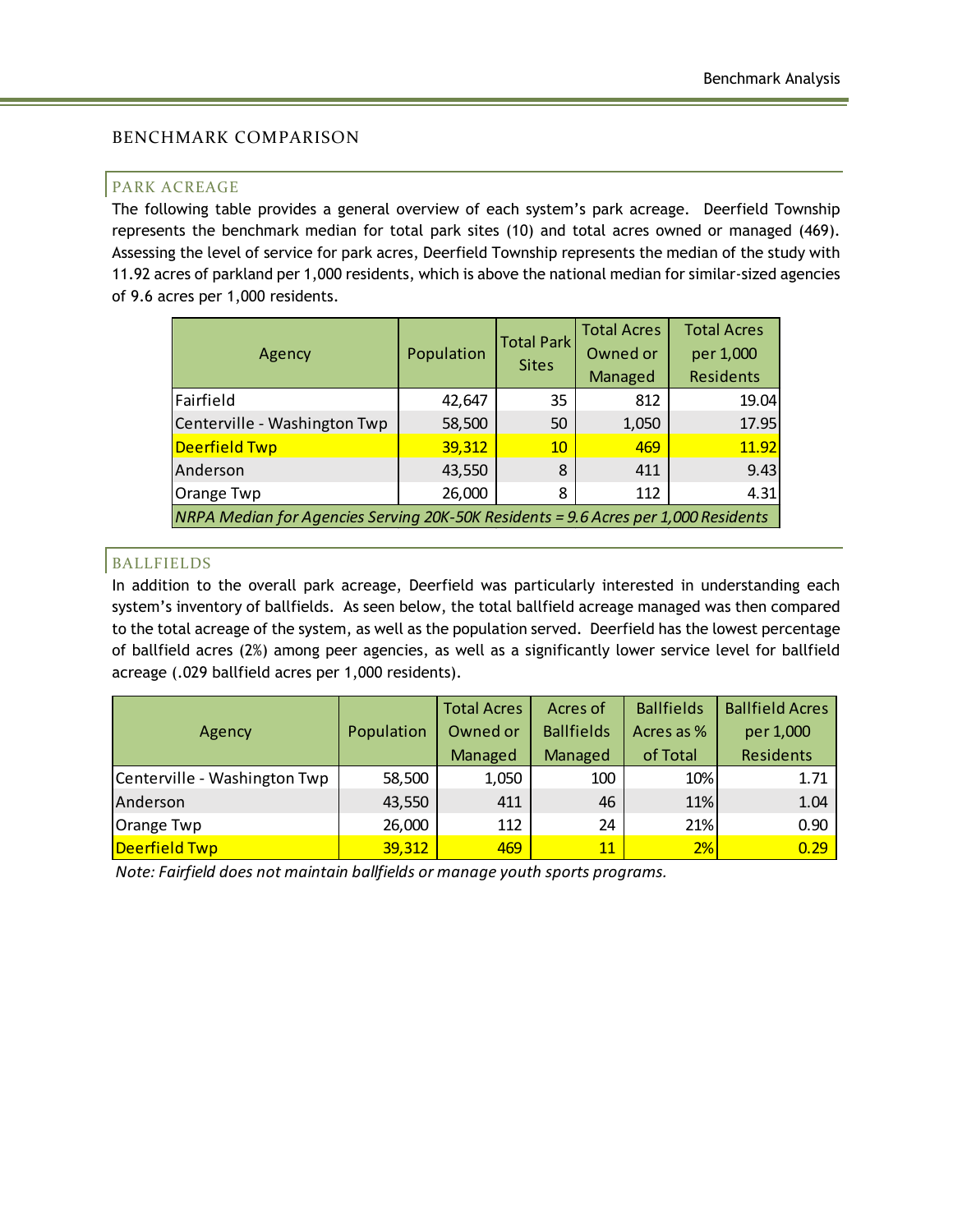## BENCHMARK COMPARISON

### PARK ACREAGE

The following table provides a general overview of each system's park acreage. Deerfield Township represents the benchmark median for total park sites (10) and total acres owned or managed (469). Assessing the level of service for park acres, Deerfield Township represents the median of the study with 11.92 acres of parkland per 1,000 residents, which is above the national median for similar-sized agencies of 9.6 acres per 1,000 residents.

| Agency | Population | Total Park Sites | Total Acres Owned or Managed | Total Acres per 1,000 Residents |
|---|---|---|---|---|
| Fairfield | 42,647 | 35 | 812 | 19.04 |
| Centerville - Washington Twp | 58,500 | 50 | 1,050 | 17.95 |
| Deerfield Twp | 39,312 | 10 | 469 | 11.92 |
| Anderson | 43,550 | 8 | 411 | 9.43 |
| Orange Twp | 26,000 | 8 | 112 | 4.31 |
| *NRPA Median for Agencies Serving 20K-50K Residents = 9.6 Acres per 1,000 Residents* | | | | |

### BALLFIELDS

In addition to the overall park acreage, Deerfield was particularly interested in understanding each system's inventory of ballfields. As seen below, the total ballfield acreage managed was then compared to the total acreage of the system, as well as the population served. Deerfield has the lowest percentage of ballfield acres (2%) among peer agencies, as well as a significantly lower service level for ballfield acreage (.029 ballfield acres per 1,000 residents).

| Agency | Population | Total Acres Owned or Managed | Acres of Ballfields Managed | Ballfields Acres as % of Total | Ballfield Acres per 1,000 Residents |
|---|---|---|---|---|---|
| Centerville - Washington Twp | 58,500 | 1,050 | 100 | 10% | 1.71 |
| Anderson | 43,550 | 411 | 46 | 11% | 1.04 |
| Orange Twp | 26,000 | 112 | 24 | 21% | 0.90 |
| Deerfield Twp | 39,312 | 469 | 11 | 2% | 0.29 |

*Note: Fairfield does not maintain ballfields or manage youth sports programs.*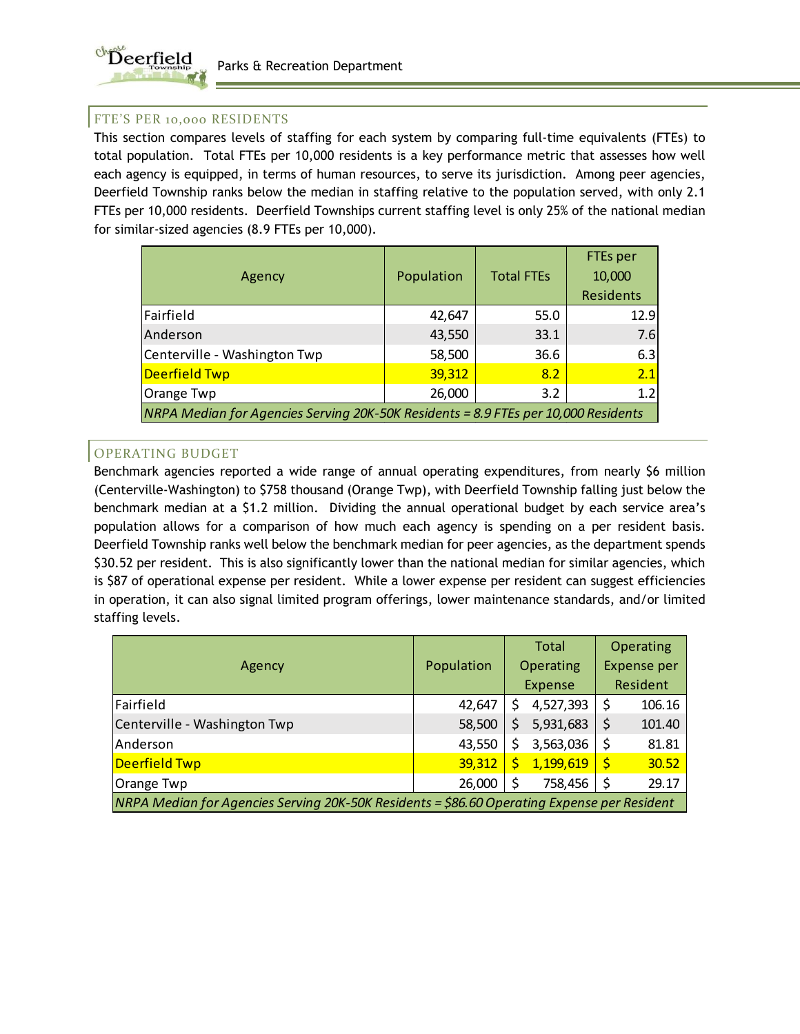## FTE'S PER 10,000 RESIDENTS

This section compares levels of staffing for each system by comparing full-time equivalents (FTEs) to total population. Total FTEs per 10,000 residents is a key performance metric that assesses how well each agency is equipped, in terms of human resources, to serve its jurisdiction. Among peer agencies, Deerfield Township ranks below the median in staffing relative to the population served, with only 2.1 FTEs per 10,000 residents. Deerfield Townships current staffing level is only 25% of the national median for similar-sized agencies (8.9 FTEs per 10,000).

| Agency | Population | Total FTEs | FTEs per 10,000 Residents |
|---|---|---|---|
| Fairfield | 42,647 | 55.0 | 12.9 |
| Anderson | 43,550 | 33.1 | 7.6 |
| Centerville - Washington Twp | 58,500 | 36.6 | 6.3 |
| Deerfield Twp | 39,312 | 8.2 | 2.1 |
| Orange Twp | 26,000 | 3.2 | 1.2 |
| *NRPA Median for Agencies Serving 20K-50K Residents = 8.9 FTEs per 10,000 Residents* | | | |

## OPERATING BUDGET

Benchmark agencies reported a wide range of annual operating expenditures, from nearly $6 million (Centerville-Washington) to $758 thousand (Orange Twp), with Deerfield Township falling just below the benchmark median at a $1.2 million. Dividing the annual operational budget by each service area's population allows for a comparison of how much each agency is spending on a per resident basis. Deerfield Township ranks well below the benchmark median for peer agencies, as the department spends $30.52 per resident. This is also significantly lower than the national median for similar agencies, which is $87 of operational expense per resident. While a lower expense per resident can suggest efficiencies in operation, it can also signal limited program offerings, lower maintenance standards, and/or limited staffing levels.

| Agency | Population | Total Operating Expense | Operating Expense per Resident |
|---|---|---|---|
| Fairfield | 42,647 | $ 4,527,393 | $ 106.16 |
| Centerville - Washington Twp | 58,500 | $ 5,931,683 | $ 101.40 |
| Anderson | 43,550 | $ 3,563,036 | $ 81.81 |
| Deerfield Twp | 39,312 | $ 1,199,619 | $ 30.52 |
| Orange Twp | 26,000 | $ 758,456 | $ 29.17 |
| *NRPA Median for Agencies Serving 20K-50K Residents = $86.60 Operating Expense per Resident* | | | |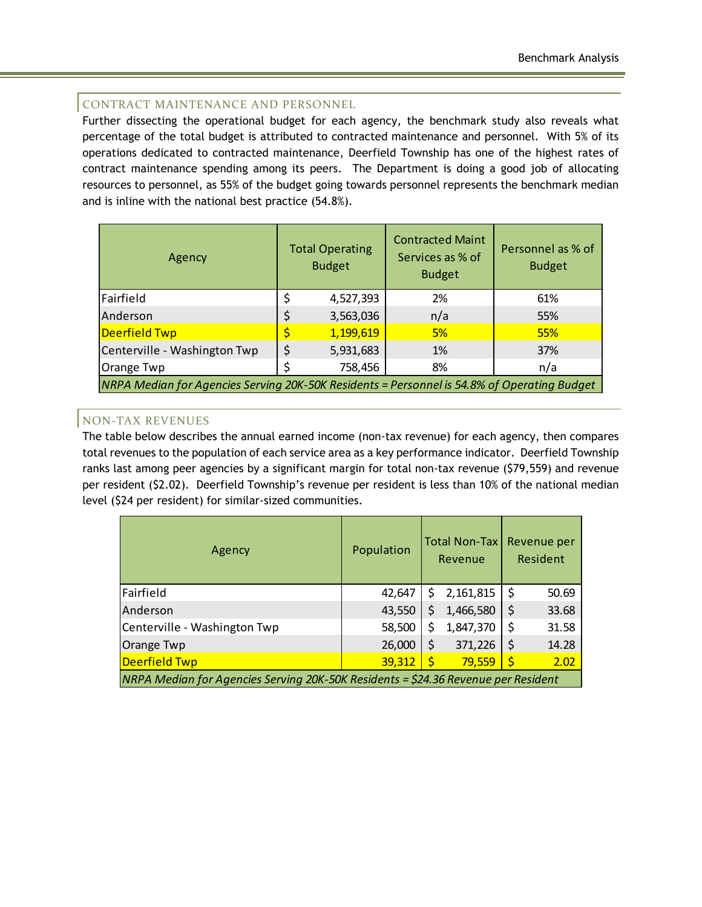## CONTRACT MAINTENANCE AND PERSONNEL

Further dissecting the operational budget for each agency, the benchmark study also reveals what percentage of the total budget is attributed to contracted maintenance and personnel. With 5% of its operations dedicated to contracted maintenance, Deerfield Township has one of the highest rates of contract maintenance spending among its peers. The Department is doing a good job of allocating resources to personnel, as 55% of the budget going towards personnel represents the benchmark median and is inline with the national best practice (54.8%).

| Agency | Total Operating Budget | Contracted Maint Services as % of Budget | Personnel as % of Budget |
|---|---|---|---|
| Fairfield | $ 4,527,393 | 2% | 61% |
| Anderson | $ 3,563,036 | n/a | 55% |
| Deerfield Twp | $ 1,199,619 | 5% | 55% |
| Centerville - Washington Twp | $ 5,931,683 | 1% | 37% |
| Orange Twp | $ 758,456 | 8% | n/a |
| *NRPA Median for Agencies Serving 20K-50K Residents = Personnel is 54.8% of Operating Budget* | | | |

## NON-TAX REVENUES

The table below describes the annual earned income (non-tax revenue) for each agency, then compares total revenues to the population of each service area as a key performance indicator. Deerfield Township ranks last among peer agencies by a significant margin for total non-tax revenue ($79,559) and revenue per resident ($2.02). Deerfield Township's revenue per resident is less than 10% of the national median level ($24 per resident) for similar-sized communities.

| Agency | Population | Total Non-Tax Revenue | Revenue per Resident |
|---|---|---|---|
| Fairfield | 42,647 | $ 2,161,815 | $ 50.69 |
| Anderson | 43,550 | $ 1,466,580 | $ 33.68 |
| Centerville - Washington Twp | 58,500 | $ 1,847,370 | $ 31.58 |
| Orange Twp | 26,000 | $ 371,226 | $ 14.28 |
| Deerfield Twp | 39,312 | $ 79,559 | $ 2.02 |
| *NRPA Median for Agencies Serving 20K-50K Residents = $24.36 Revenue per Resident* | | | |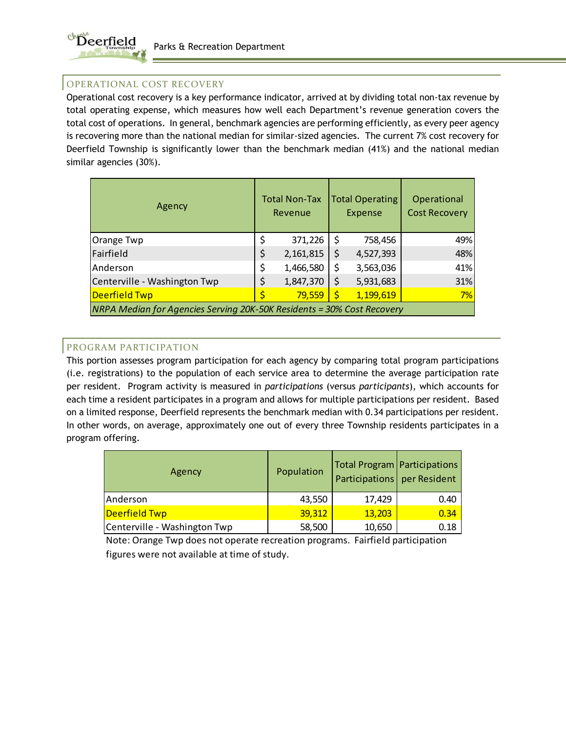## OPERATIONAL COST RECOVERY

Operational cost recovery is a key performance indicator, arrived at by dividing total non-tax revenue by total operating expense, which measures how well each Department's revenue generation covers the total cost of operations. In general, benchmark agencies are performing efficiently, as every peer agency is recovering more than the national median for similar-sized agencies. The current 7% cost recovery for Deerfield Township is significantly lower than the benchmark median (41%) and the national median similar agencies (30%).

| Agency | Total Non-Tax Revenue | Total Operating Expense | Operational Cost Recovery |
|---|---|---|---|
| Orange Twp | $ 371,226 | $ 758,456 | 49% |
| Fairfield | $ 2,161,815 | $ 4,527,393 | 48% |
| Anderson | $ 1,466,580 | $ 3,563,036 | 41% |
| Centerville - Washington Twp | $ 1,847,370 | $ 5,931,683 | 31% |
| Deerfield Twp | $ 79,559 | $ 1,199,619 | 7% |
| *NRPA Median for Agencies Serving 20K-50K Residents = 30% Cost Recovery* | | | |

## PROGRAM PARTICIPATION

This portion assesses program participation for each agency by comparing total program participations (i.e. registrations) to the population of each service area to determine the average participation rate per resident. Program activity is measured in *participations* (versus *participants*), which accounts for each time a resident participates in a program and allows for multiple participations per resident. Based on a limited response, Deerfield represents the benchmark median with 0.34 participations per resident. In other words, on average, approximately one out of every three Township residents participates in a program offering.

| Agency | Population | Total Program Participations | Participations per Resident |
|---|---|---|---|
| Anderson | 43,550 | 17,429 | 0.40 |
| Deerfield Twp | 39,312 | 13,203 | 0.34 |
| Centerville - Washington Twp | 58,500 | 10,650 | 0.18 |

Note: Orange Twp does not operate recreation programs. Fairfield participation figures were not available at time of study.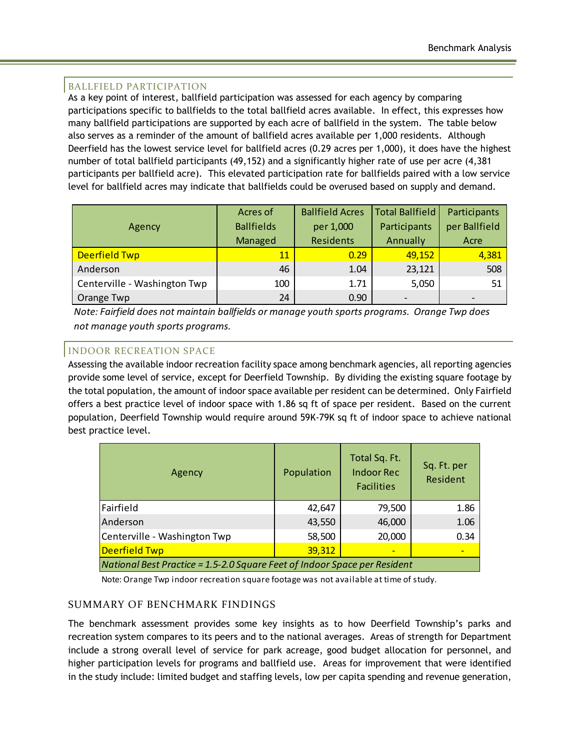## BALLFIELD PARTICIPATION

As a key point of interest, ballfield participation was assessed for each agency by comparing participations specific to ballfields to the total ballfield acres available. In effect, this expresses how many ballfield participations are supported by each acre of ballfield in the system. The table below also serves as a reminder of the amount of ballfield acres available per 1,000 residents. Although Deerfield has the lowest service level for ballfield acres (0.29 acres per 1,000), it does have the highest number of total ballfield participants (49,152) and a significantly higher rate of use per acre (4,381 participants per ballfield acre). This elevated participation rate for ballfields paired with a low service level for ballfield acres may indicate that ballfields could be overused based on supply and demand.

| Agency | Acres of Ballfields Managed | Ballfield Acres per 1,000 Residents | Total Ballfield Participants Annually | Participants per Ballfield Acre |
|---|---|---|---|---|
| Deerfield Twp | 11 | 0.29 | 49,152 | 4,381 |
| Anderson | 46 | 1.04 | 23,121 | 508 |
| Centerville - Washington Twp | 100 | 1.71 | 5,050 | 51 |
| Orange Twp | 24 | 0.90 | - | - |

*Note: Fairfield does not maintain ballfields or manage youth sports programs. Orange Twp does not manage youth sports programs.*

## INDOOR RECREATION SPACE

Assessing the available indoor recreation facility space among benchmark agencies, all reporting agencies provide some level of service, except for Deerfield Township. By dividing the existing square footage by the total population, the amount of indoor space available per resident can be determined. Only Fairfield offers a best practice level of indoor space with 1.86 sq ft of space per resident. Based on the current population, Deerfield Township would require around 59K-79K sq ft of indoor space to achieve national best practice level.

| Agency | Population | Total Sq. Ft. Indoor Rec Facilities | Sq. Ft. per Resident |
|---|---|---|---|
| Fairfield | 42,647 | 79,500 | 1.86 |
| Anderson | 43,550 | 46,000 | 1.06 |
| Centerville - Washington Twp | 58,500 | 20,000 | 0.34 |
| Deerfield Twp | 39,312 | - | - |
| *National Best Practice = 1.5-2.0 Square Feet of Indoor Space per Resident* | | | |

Note: Orange Twp indoor recreation square footage was not available at time of study.

## SUMMARY OF BENCHMARK FINDINGS

The benchmark assessment provides some key insights as to how Deerfield Township's parks and recreation system compares to its peers and to the national averages. Areas of strength for Department include a strong overall level of service for park acreage, good budget allocation for personnel, and higher participation levels for programs and ballfield use. Areas for improvement that were identified in the study include: limited budget and staffing levels, low per capita spending and revenue generation,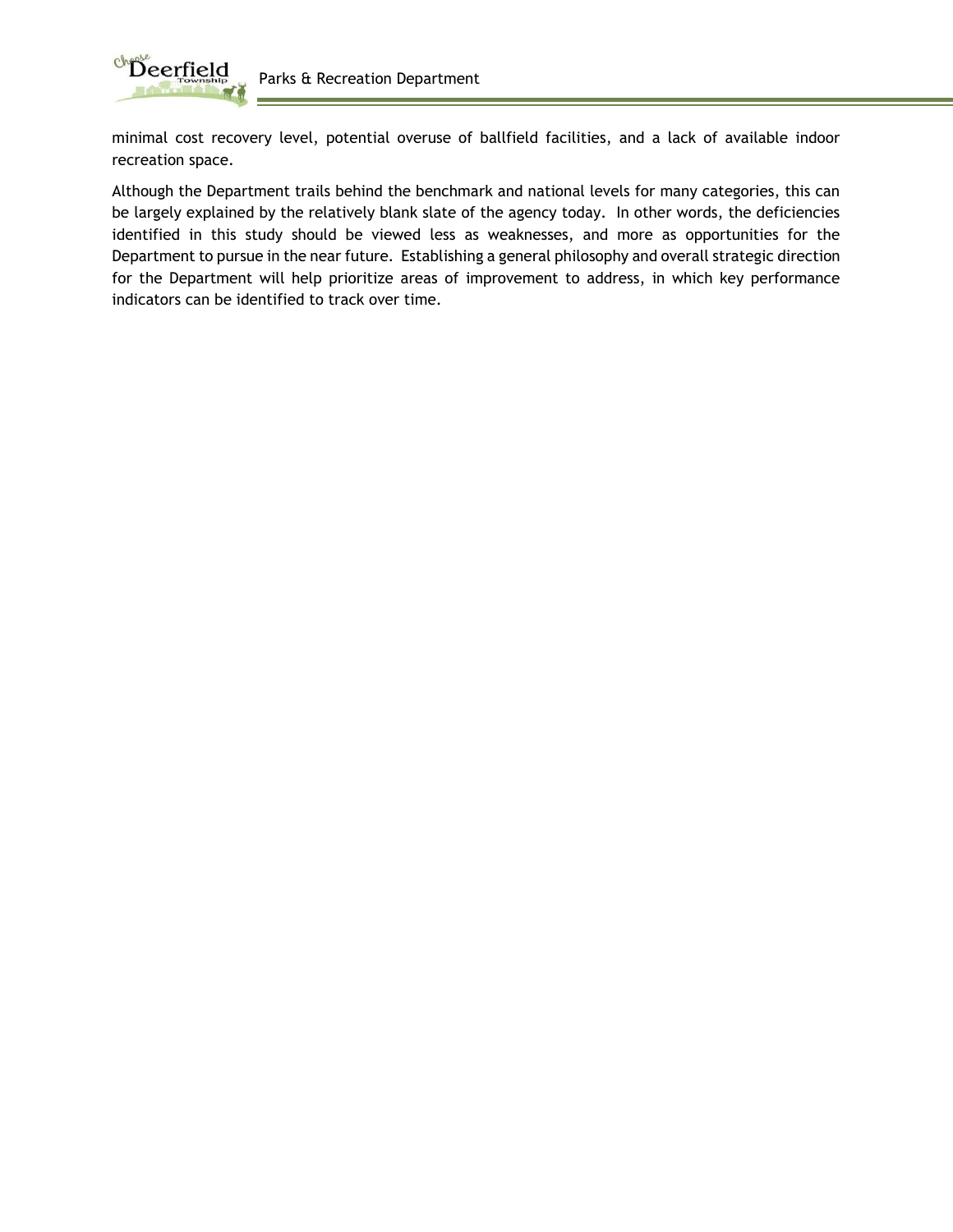minimal cost recovery level, potential overuse of ballfield facilities, and a lack of available indoor recreation space.

Although the Department trails behind the benchmark and national levels for many categories, this can be largely explained by the relatively blank slate of the agency today. In other words, the deficiencies identified in this study should be viewed less as weaknesses, and more as opportunities for the Department to pursue in the near future. Establishing a general philosophy and overall strategic direction for the Department will help prioritize areas of improvement to address, in which key performance indicators can be identified to track over time.